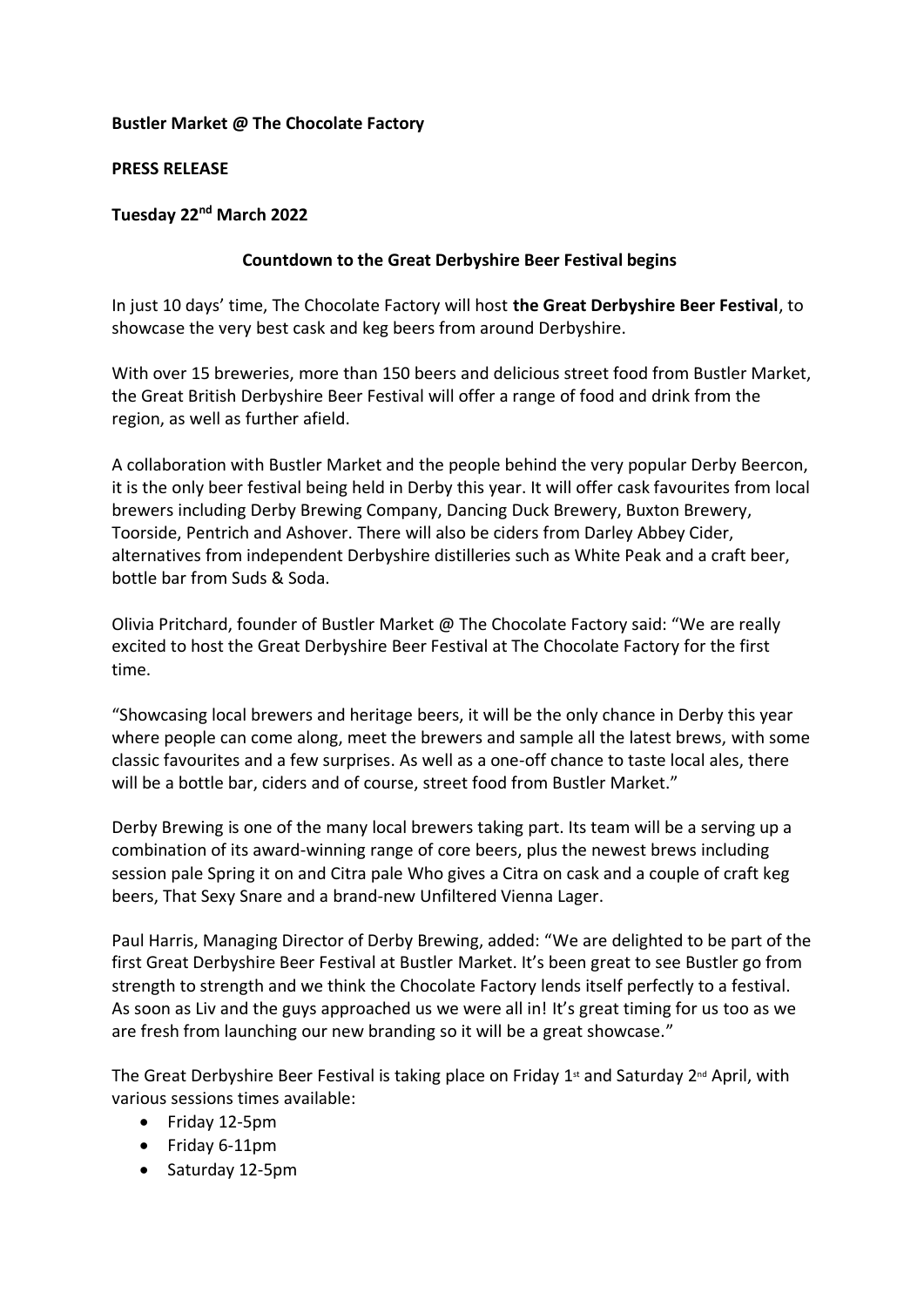**Bustler Market @ The Chocolate Factory**

**PRESS RELEASE**

**Tuesday 22nd March 2022**

**Countdown to the Great Derbyshire Beer Festival begins**

In just 10 days' time, The Chocolate Factory will host **the Great Derbyshire Beer Festival**, to showcase the very best cask and keg beers from around Derbyshire.

With over 15 breweries, more than 150 beers and delicious street food from Bustler Market, the Great British Derbyshire Beer Festival will offer a range of food and drink from the region, as well as further afield.

A collaboration with Bustler Market and the people behind the very popular Derby Beercon, it is the only beer festival being held in Derby this year. It will offer cask favourites from local brewers including Derby Brewing Company, Dancing Duck Brewery, Buxton Brewery, Toorside, Pentrich and Ashover. There will also be ciders from Darley Abbey Cider, alternatives from independent Derbyshire distilleries such as White Peak and a craft beer, bottle bar from Suds & Soda.

Olivia Pritchard, founder of Bustler Market @ The Chocolate Factory said: "We are really excited to host the Great Derbyshire Beer Festival at The Chocolate Factory for the first time.

"Showcasing local brewers and heritage beers, it will be the only chance in Derby this year where people can come along, meet the brewers and sample all the latest brews, with some classic favourites and a few surprises. As well as a one-off chance to taste local ales, there will be a bottle bar, ciders and of course, street food from Bustler Market."

Derby Brewing is one of the many local brewers taking part. Its team will be a serving up a combination of its award-winning range of core beers, plus the newest brews including session pale Spring it on and Citra pale Who gives a Citra on cask and a couple of craft keg beers, That Sexy Snare and a brand-new Unfiltered Vienna Lager.

Paul Harris, Managing Director of Derby Brewing, added: "We are delighted to be part of the first Great Derbyshire Beer Festival at Bustler Market. It's been great to see Bustler go from strength to strength and we think the Chocolate Factory lends itself perfectly to a festival. As soon as Liv and the guys approached us we were all in! It's great timing for us too as we are fresh from launching our new branding so it will be a great showcase."

The Great Derbyshire Beer Festival is taking place on Friday 1st and Saturday 2nd April, with various sessions times available:

- Friday 12-5pm
- Friday 6-11pm
- Saturday 12-5pm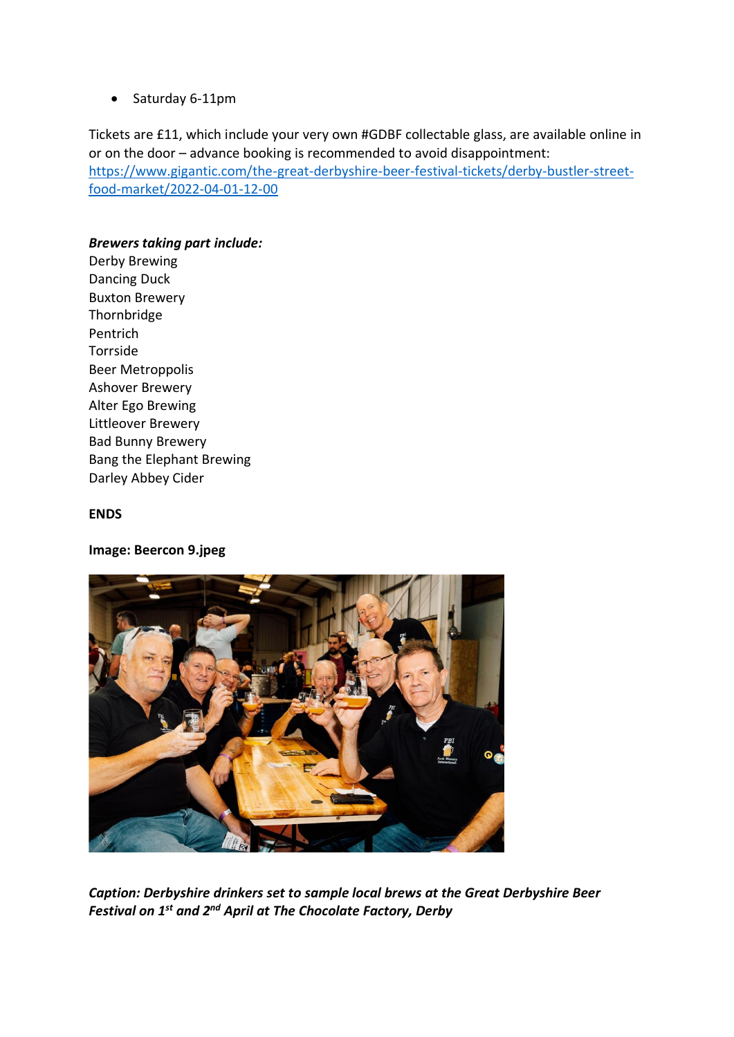- Saturday 6-11pm

Tickets are £11, which include your very own #GDBF collectable glass, are available online in or on the door – advance booking is recommended to avoid disappointment: [https://www.gigantic.com/the-great-derbyshire-beer-festival-tickets/derby-bustler-street-food-market/2022-04-01-12-00](https://www.gigantic.com/the-great-derbyshire-beer-festival-tickets/derby-bustler-street-food-market/2022-04-01-12-00)

***Brewers taking part include:***
Derby Brewing
Dancing Duck
Buxton Brewery
Thornbridge
Pentrich
Torrside
Beer Metroppolis
Ashover Brewery
Alter Ego Brewing
Littleover Brewery
Bad Bunny Brewery
Bang the Elephant Brewing
Darley Abbey Cider

**ENDS**

**Image: Beercon 9.jpeg**

***Caption: Derbyshire drinkers set to sample local brews at the Great Derbyshire Beer Festival on 1st and 2nd April at The Chocolate Factory, Derby***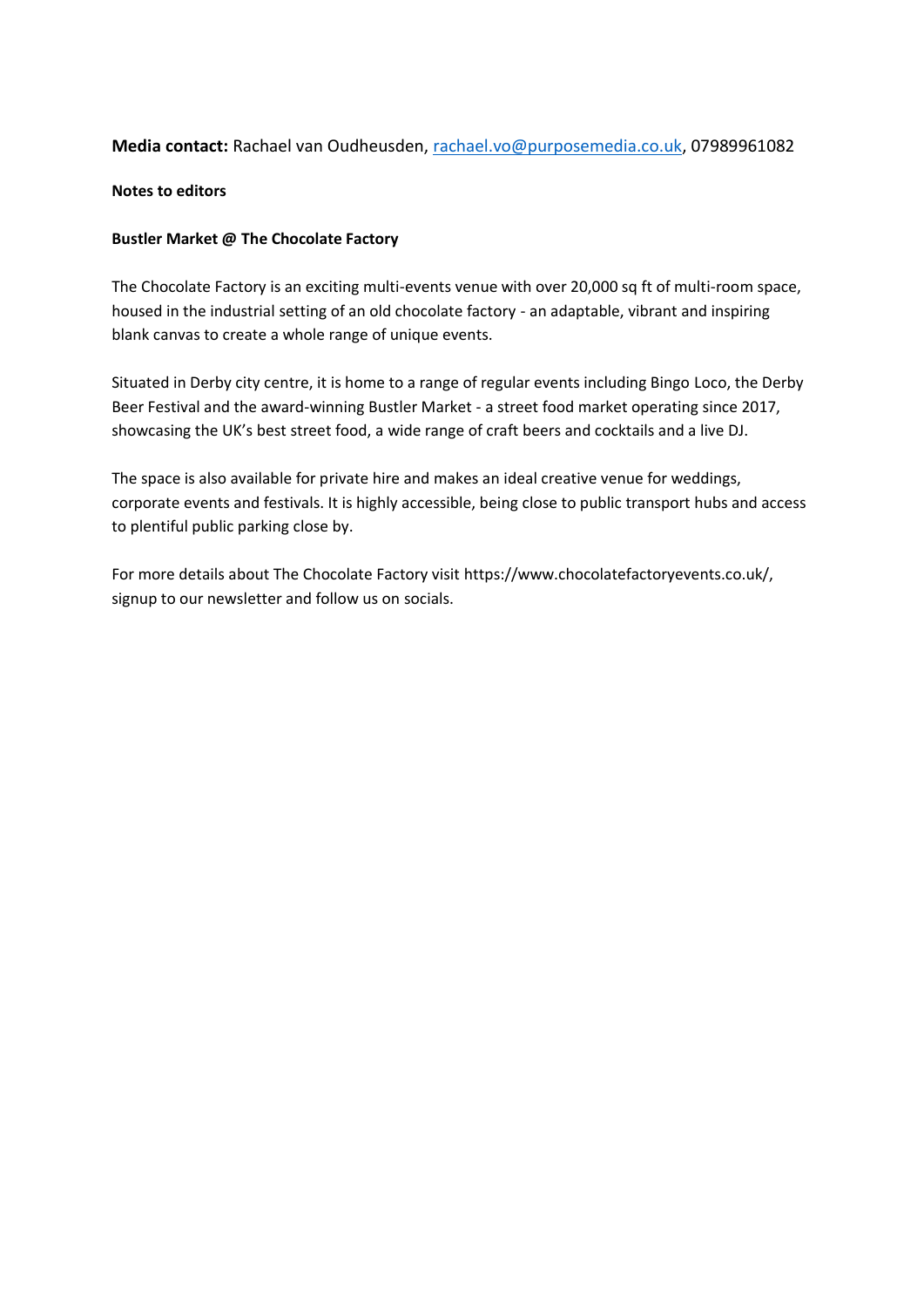**Media contact:** Rachael van Oudheusden, rachael.vo@purposemedia.co.uk, 07989961082

**Notes to editors**

**Bustler Market @ The Chocolate Factory**

The Chocolate Factory is an exciting multi-events venue with over 20,000 sq ft of multi-room space, housed in the industrial setting of an old chocolate factory - an adaptable, vibrant and inspiring blank canvas to create a whole range of unique events.

Situated in Derby city centre, it is home to a range of regular events including Bingo Loco, the Derby Beer Festival and the award-winning Bustler Market - a street food market operating since 2017, showcasing the UK's best street food, a wide range of craft beers and cocktails and a live DJ.

The space is also available for private hire and makes an ideal creative venue for weddings, corporate events and festivals. It is highly accessible, being close to public transport hubs and access to plentiful public parking close by.

For more details about The Chocolate Factory visit https://www.chocolatefactoryevents.co.uk/, signup to our newsletter and follow us on socials.